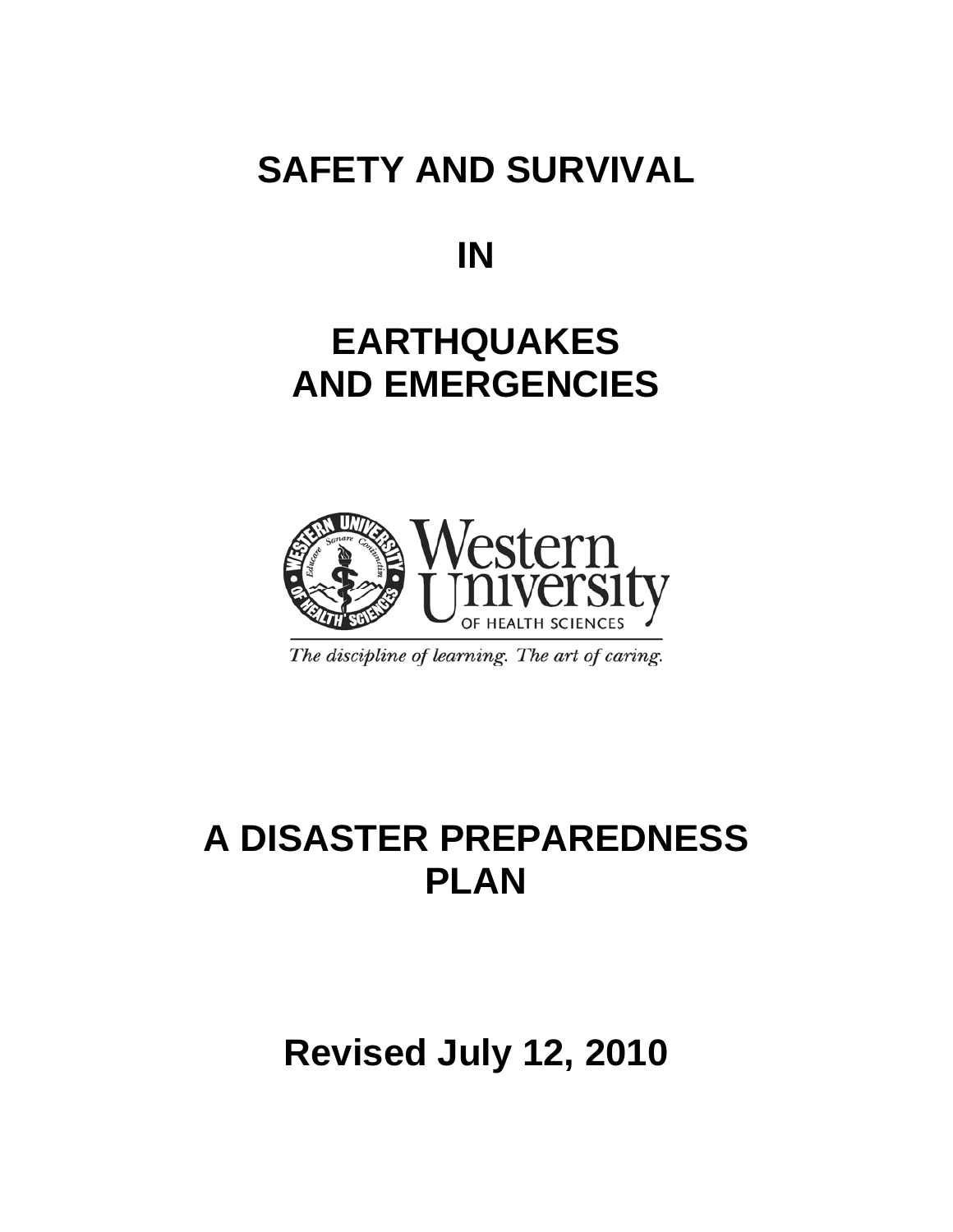# SAFETY AND SURVIVAL

# IN

# EARTHQUAKES AND EMERGENCIES

Western University OF HEALTH SCIENCES

*The discipline of learning. The art of caring.*

# A DISASTER PREPAREDNESS PLAN

## Revised July 12, 2010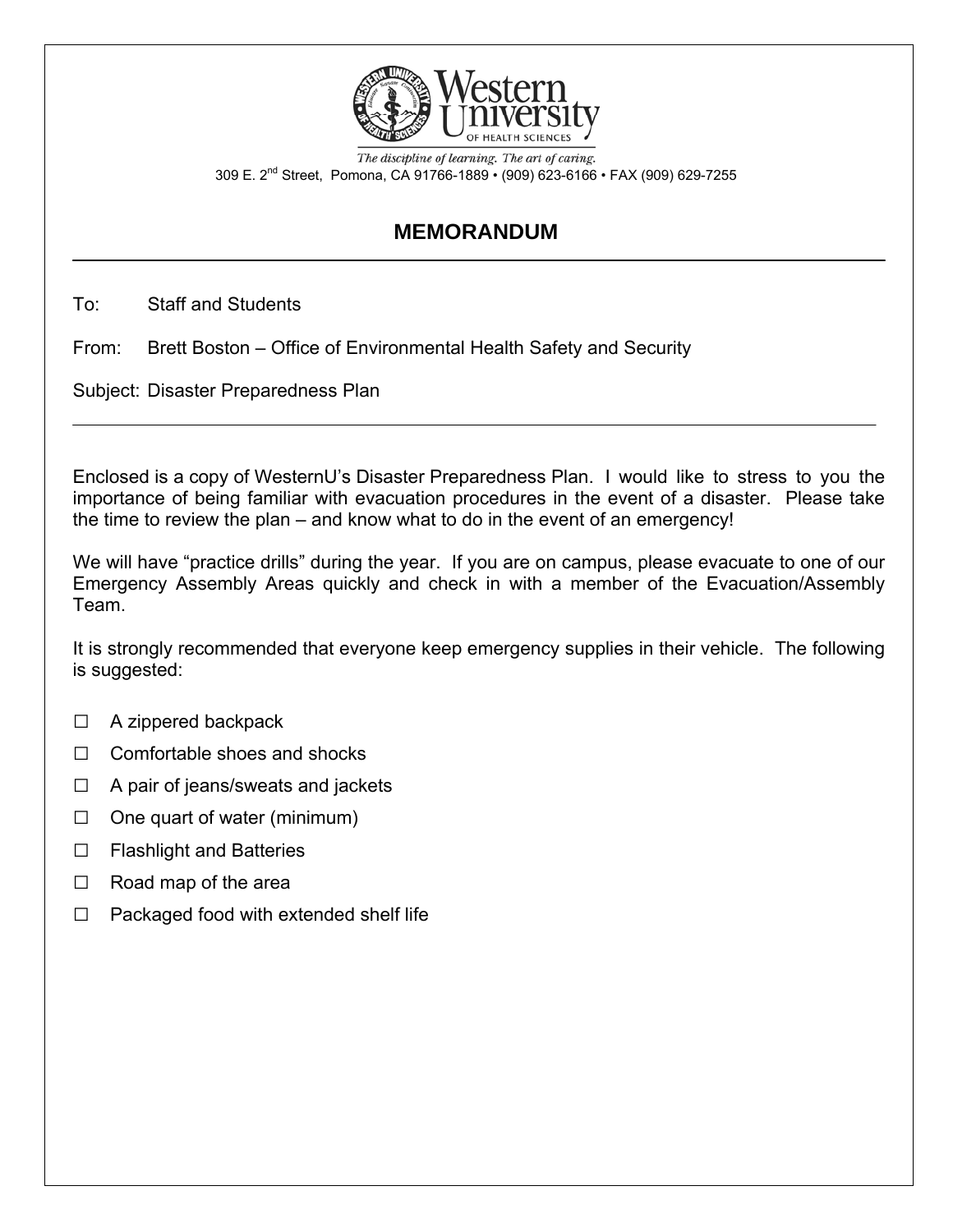Western University OF HEALTH SCIENCES

*The discipline of learning. The art of caring.*

309 E. 2nd Street, Pomona, CA 91766-1889 • (909) 623-6166 • FAX (909) 629-7255

# MEMORANDUM

To: Staff and Students

From: Brett Boston – Office of Environmental Health Safety and Security

Subject: Disaster Preparedness Plan

---

Enclosed is a copy of WesternU's Disaster Preparedness Plan. I would like to stress to you the importance of being familiar with evacuation procedures in the event of a disaster. Please take the time to review the plan – and know what to do in the event of an emergency!

We will have "practice drills" during the year. If you are on campus, please evacuate to one of our Emergency Assembly Areas quickly and check in with a member of the Evacuation/Assembly Team.

It is strongly recommended that everyone keep emergency supplies in their vehicle. The following is suggested:

- ☐ A zippered backpack
- ☐ Comfortable shoes and shocks
- ☐ A pair of jeans/sweats and jackets
- ☐ One quart of water (minimum)
- ☐ Flashlight and Batteries
- ☐ Road map of the area
- ☐ Packaged food with extended shelf life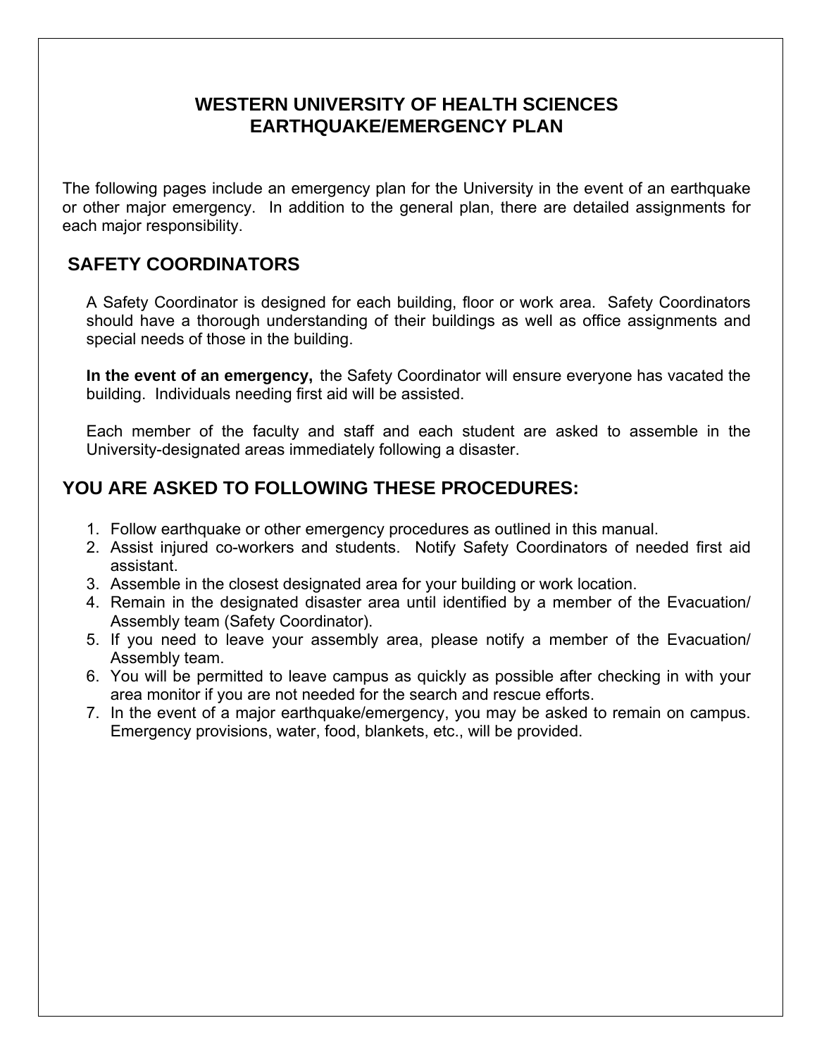# WESTERN UNIVERSITY OF HEALTH SCIENCES
# EARTHQUAKE/EMERGENCY PLAN

The following pages include an emergency plan for the University in the event of an earthquake or other major emergency. In addition to the general plan, there are detailed assignments for each major responsibility.

## SAFETY COORDINATORS

A Safety Coordinator is designed for each building, floor or work area. Safety Coordinators should have a thorough understanding of their buildings as well as office assignments and special needs of those in the building.

**In the event of an emergency,** the Safety Coordinator will ensure everyone has vacated the building. Individuals needing first aid will be assisted.

Each member of the faculty and staff and each student are asked to assemble in the University-designated areas immediately following a disaster.

## YOU ARE ASKED TO FOLLOWING THESE PROCEDURES:

1. Follow earthquake or other emergency procedures as outlined in this manual.
2. Assist injured co-workers and students. Notify Safety Coordinators of needed first aid assistant.
3. Assemble in the closest designated area for your building or work location.
4. Remain in the designated disaster area until identified by a member of the Evacuation/ Assembly team (Safety Coordinator).
5. If you need to leave your assembly area, please notify a member of the Evacuation/ Assembly team.
6. You will be permitted to leave campus as quickly as possible after checking in with your area monitor if you are not needed for the search and rescue efforts.
7. In the event of a major earthquake/emergency, you may be asked to remain on campus. Emergency provisions, water, food, blankets, etc., will be provided.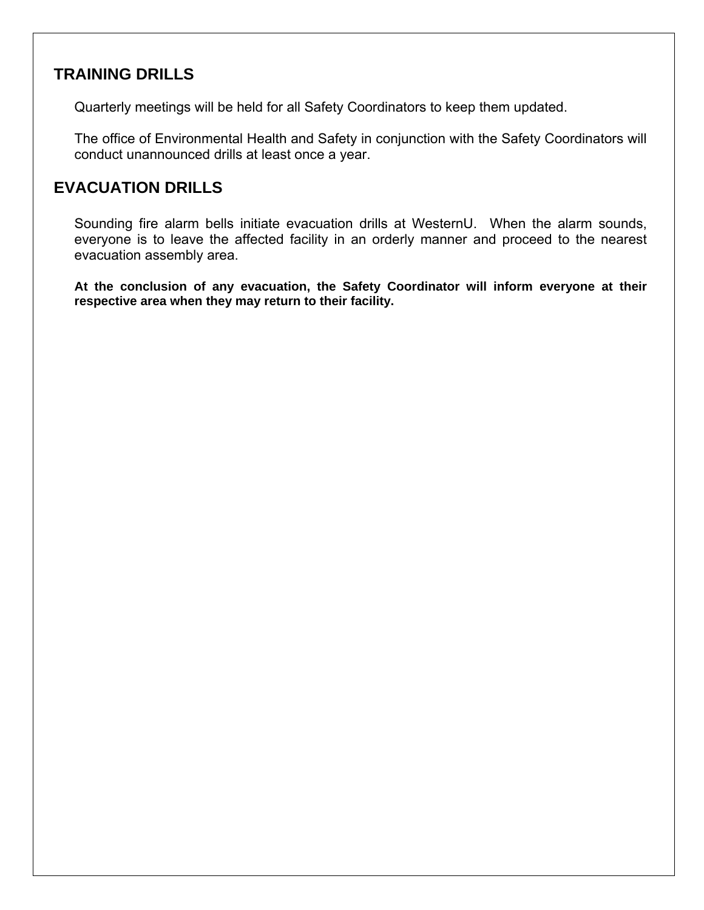## TRAINING DRILLS

Quarterly meetings will be held for all Safety Coordinators to keep them updated.

The office of Environmental Health and Safety in conjunction with the Safety Coordinators will conduct unannounced drills at least once a year.

## EVACUATION DRILLS

Sounding fire alarm bells initiate evacuation drills at WesternU. When the alarm sounds, everyone is to leave the affected facility in an orderly manner and proceed to the nearest evacuation assembly area.

**At the conclusion of any evacuation, the Safety Coordinator will inform everyone at their respective area when they may return to their facility.**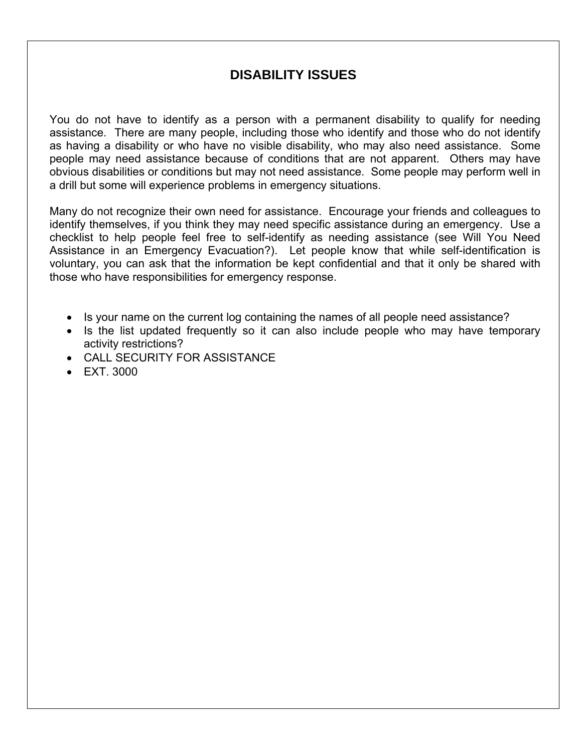## DISABILITY ISSUES

You do not have to identify as a person with a permanent disability to qualify for needing assistance. There are many people, including those who identify and those who do not identify as having a disability or who have no visible disability, who may also need assistance. Some people may need assistance because of conditions that are not apparent. Others may have obvious disabilities or conditions but may not need assistance. Some people may perform well in a drill but some will experience problems in emergency situations.

Many do not recognize their own need for assistance. Encourage your friends and colleagues to identify themselves, if you think they may need specific assistance during an emergency. Use a checklist to help people feel free to self-identify as needing assistance (see Will You Need Assistance in an Emergency Evacuation?). Let people know that while self-identification is voluntary, you can ask that the information be kept confidential and that it only be shared with those who have responsibilities for emergency response.

- Is your name on the current log containing the names of all people need assistance?
- Is the list updated frequently so it can also include people who may have temporary activity restrictions?
- CALL SECURITY FOR ASSISTANCE
- EXT. 3000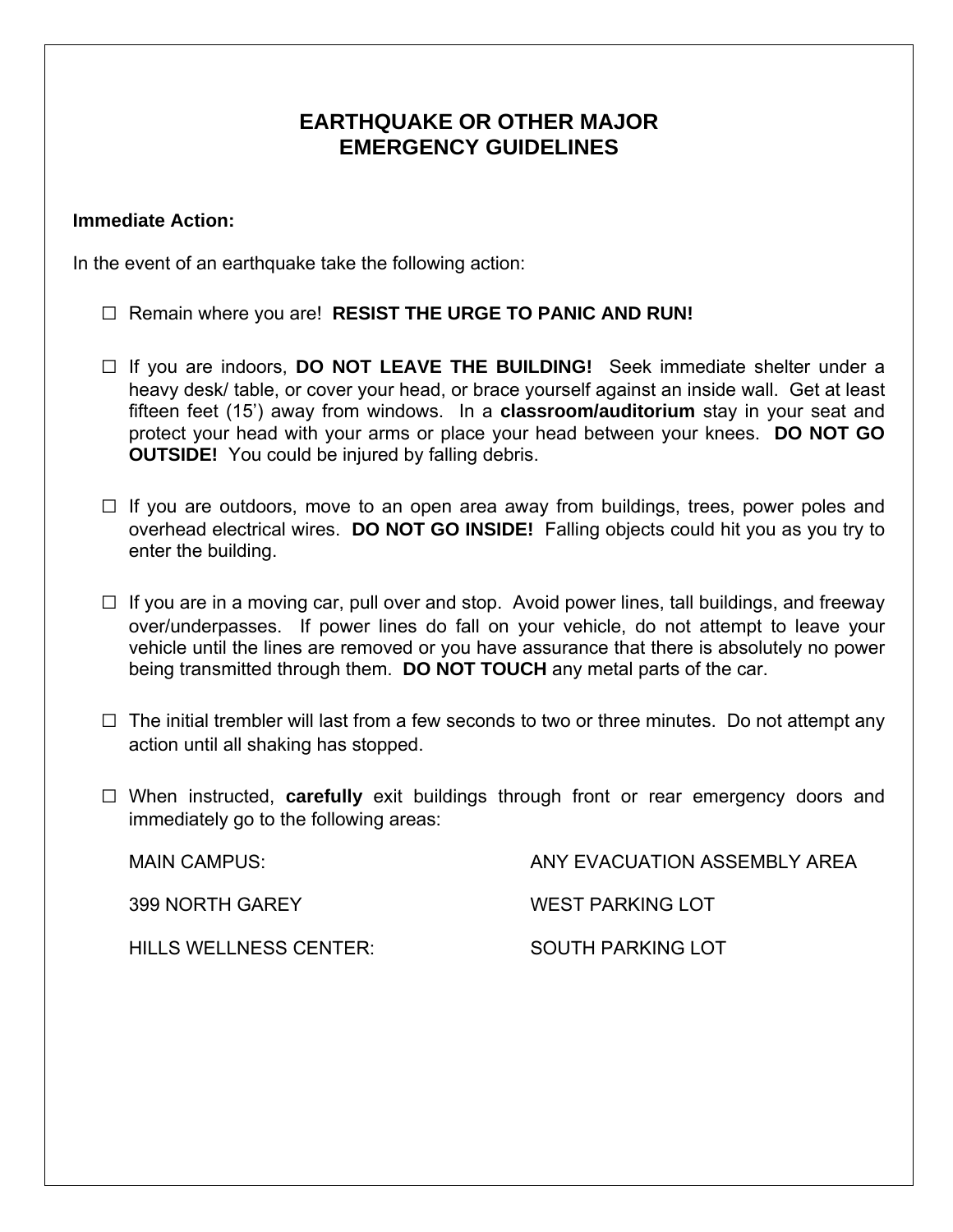# EARTHQUAKE OR OTHER MAJOR EMERGENCY GUIDELINES

**Immediate Action:**

In the event of an earthquake take the following action:

- ☐ Remain where you are! **RESIST THE URGE TO PANIC AND RUN!**

- ☐ If you are indoors, **DO NOT LEAVE THE BUILDING!** Seek immediate shelter under a heavy desk/ table, or cover your head, or brace yourself against an inside wall. Get at least fifteen feet (15') away from windows. In a **classroom/auditorium** stay in your seat and protect your head with your arms or place your head between your knees. **DO NOT GO OUTSIDE!** You could be injured by falling debris.

- ☐ If you are outdoors, move to an open area away from buildings, trees, power poles and overhead electrical wires. **DO NOT GO INSIDE!** Falling objects could hit you as you try to enter the building.

- ☐ If you are in a moving car, pull over and stop. Avoid power lines, tall buildings, and freeway over/underpasses. If power lines do fall on your vehicle, do not attempt to leave your vehicle until the lines are removed or you have assurance that there is absolutely no power being transmitted through them. **DO NOT TOUCH** any metal parts of the car.

- ☐ The initial trembler will last from a few seconds to two or three minutes. Do not attempt any action until all shaking has stopped.

- ☐ When instructed, **carefully** exit buildings through front or rear emergency doors and immediately go to the following areas:

| | |
|---|---|
| MAIN CAMPUS: | ANY EVACUATION ASSEMBLY AREA |
| 399 NORTH GAREY | WEST PARKING LOT |
| HILLS WELLNESS CENTER: | SOUTH PARKING LOT |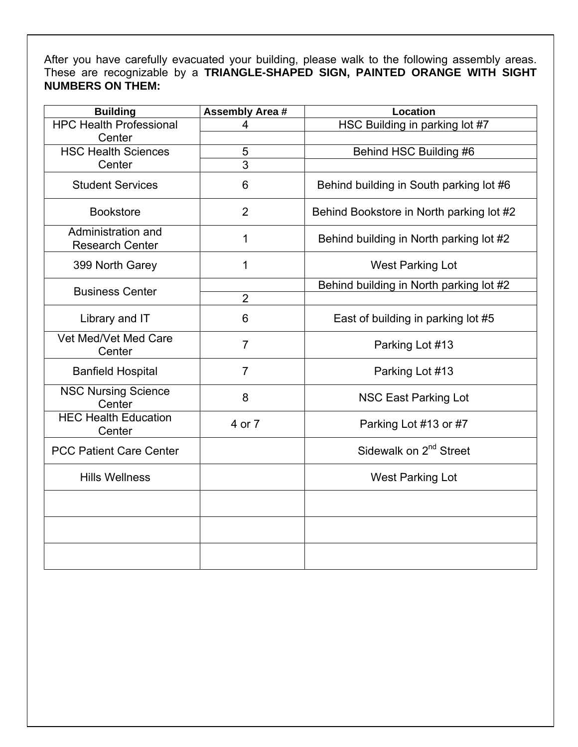After you have carefully evacuated your building, please walk to the following assembly areas. These are recognizable by a **TRIANGLE-SHAPED SIGN, PAINTED ORANGE WITH SIGHT NUMBERS ON THEM:**

| Building | Assembly Area # | Location |
|---|---|---|
| HPC Health Professional Center | 4 | HSC Building in parking lot #7 |
| | | |
| HSC Health Sciences Center | 5 | Behind HSC Building #6 |
| | 3 | |
| Student Services | 6 | Behind building in South parking lot #6 |
| Bookstore | 2 | Behind Bookstore in North parking lot #2 |
| Administration and Research Center | 1 | Behind building in North parking lot #2 |
| 399 North Garey | 1 | West Parking Lot |
| Business Center | | Behind building in North parking lot #2 |
| | 2 | |
| Library and IT | 6 | East of building in parking lot #5 |
| Vet Med/Vet Med Care Center | 7 | Parking Lot #13 |
| Banfield Hospital | 7 | Parking Lot #13 |
| NSC Nursing Science Center | 8 | NSC East Parking Lot |
| HEC Health Education Center | 4 or 7 | Parking Lot #13 or #7 |
| PCC Patient Care Center | | Sidewalk on 2nd Street |
| Hills Wellness | | West Parking Lot |
| | | |
| | | |
| | | |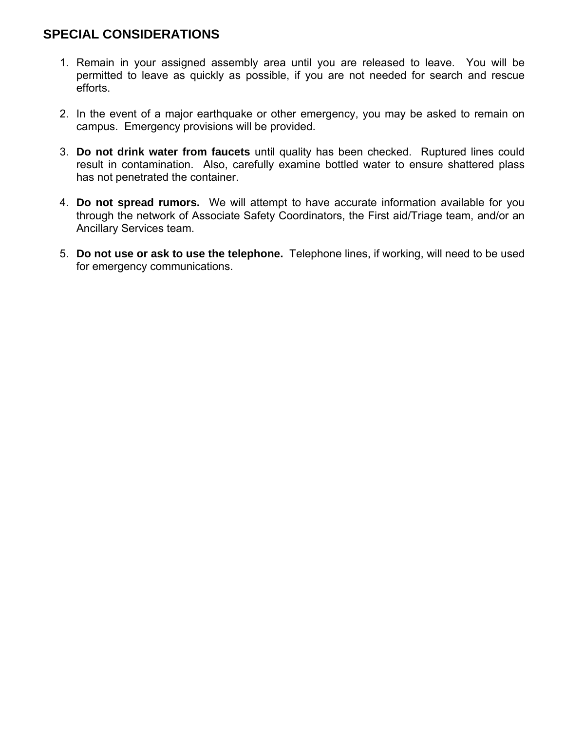## SPECIAL CONSIDERATIONS

1. Remain in your assigned assembly area until you are released to leave. You will be permitted to leave as quickly as possible, if you are not needed for search and rescue efforts.

2. In the event of a major earthquake or other emergency, you may be asked to remain on campus. Emergency provisions will be provided.

3. **Do not drink water from faucets** until quality has been checked. Ruptured lines could result in contamination. Also, carefully examine bottled water to ensure shattered plass has not penetrated the container.

4. **Do not spread rumors.** We will attempt to have accurate information available for you through the network of Associate Safety Coordinators, the First aid/Triage team, and/or an Ancillary Services team.

5. **Do not use or ask to use the telephone.** Telephone lines, if working, will need to be used for emergency communications.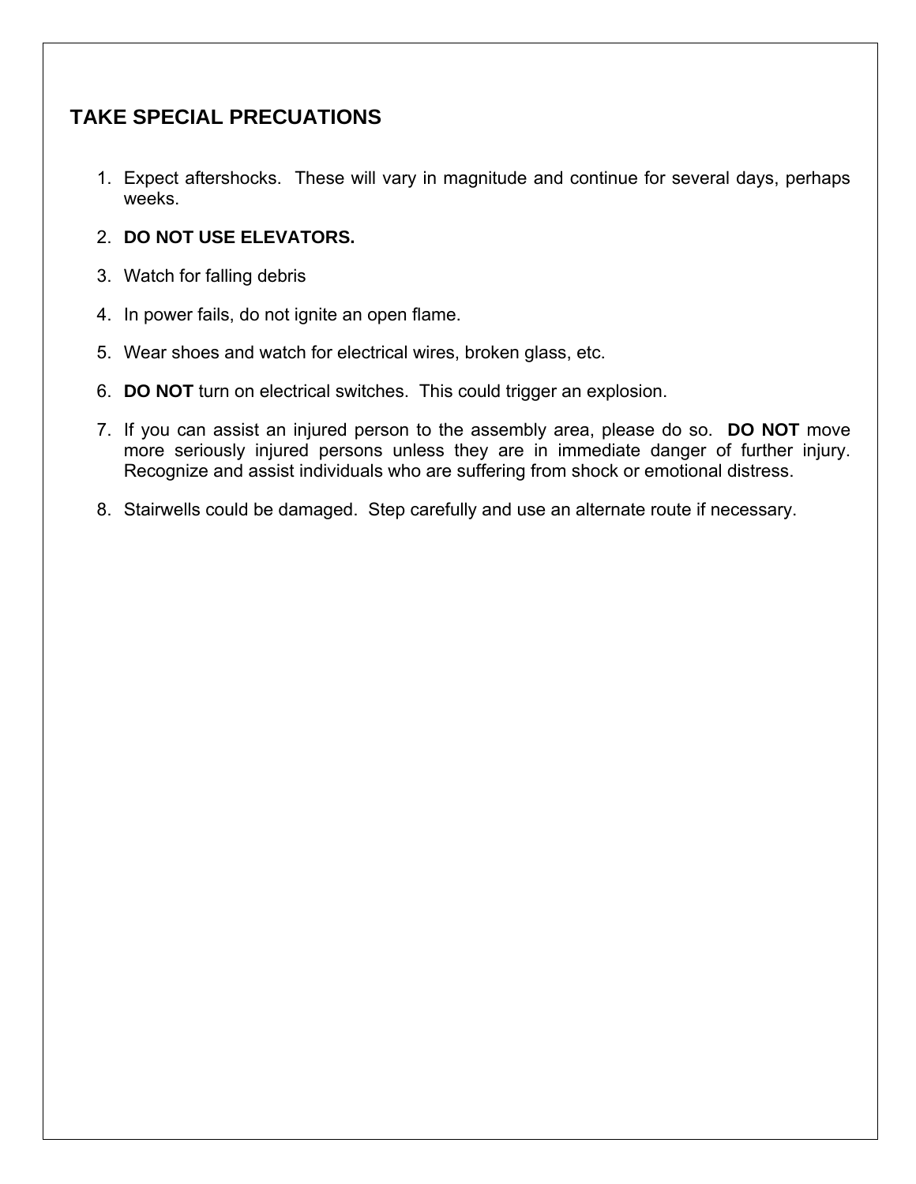## TAKE SPECIAL PRECUATIONS

1. Expect aftershocks. These will vary in magnitude and continue for several days, perhaps weeks.
2. **DO NOT USE ELEVATORS.**
3. Watch for falling debris
4. In power fails, do not ignite an open flame.
5. Wear shoes and watch for electrical wires, broken glass, etc.
6. **DO NOT** turn on electrical switches. This could trigger an explosion.
7. If you can assist an injured person to the assembly area, please do so. **DO NOT** move more seriously injured persons unless they are in immediate danger of further injury. Recognize and assist individuals who are suffering from shock or emotional distress.
8. Stairwells could be damaged. Step carefully and use an alternate route if necessary.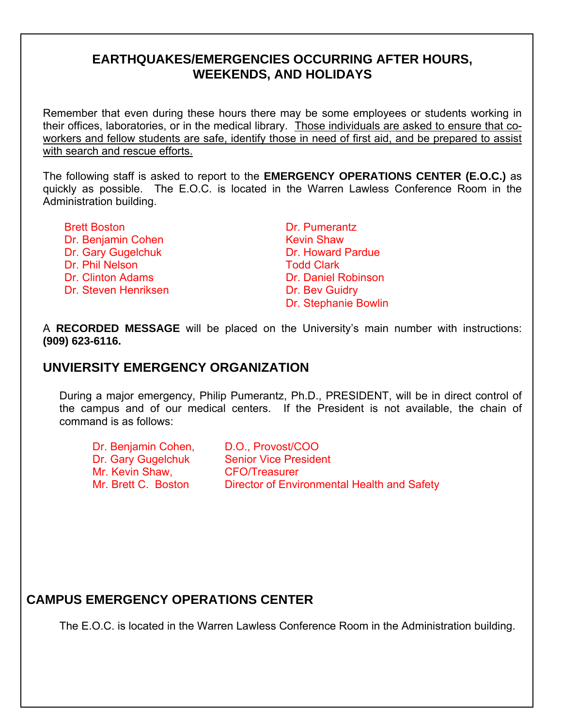## EARTHQUAKES/EMERGENCIES OCCURRING AFTER HOURS, WEEKENDS, AND HOLIDAYS

Remember that even during these hours there may be some employees or students working in their offices, laboratories, or in the medical library. <u>Those individuals are asked to ensure that co-workers and fellow students are safe, identify those in need of first aid, and be prepared to assist with search and rescue efforts.</u>

The following staff is asked to report to the **EMERGENCY OPERATIONS CENTER (E.O.C.)** as quickly as possible. The E.O.C. is located in the Warren Lawless Conference Room in the Administration building.

- Brett Boston
- Dr. Benjamin Cohen
- Dr. Gary Gugelchuk
- Dr. Phil Nelson
- Dr. Clinton Adams
- Dr. Steven Henriksen
- Dr. Pumerantz
- Kevin Shaw
- Dr. Howard Pardue
- Todd Clark
- Dr. Daniel Robinson
- Dr. Bev Guidry
- Dr. Stephanie Bowlin

A **RECORDED MESSAGE** will be placed on the University's main number with instructions: **(909) 623-6116.**

## UNVIERSITY EMERGENCY ORGANIZATION

During a major emergency, Philip Pumerantz, Ph.D., PRESIDENT, will be in direct control of the campus and of our medical centers. If the President is not available, the chain of command is as follows:

| | |
|---|---|
| Dr. Benjamin Cohen, | D.O., Provost/COO |
| Dr. Gary Gugelchuk | Senior Vice President |
| Mr. Kevin Shaw, | CFO/Treasurer |
| Mr. Brett C. Boston | Director of Environmental Health and Safety |

## CAMPUS EMERGENCY OPERATIONS CENTER

The E.O.C. is located in the Warren Lawless Conference Room in the Administration building.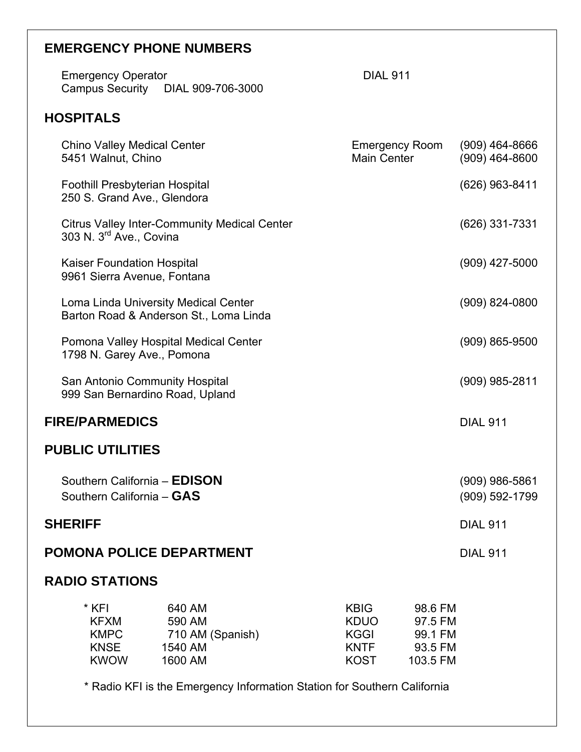## EMERGENCY PHONE NUMBERS

Emergency Operator DIAL 911
Campus Security DIAL 909-706-3000

## HOSPITALS

| | | |
|---|---|---|
| Chino Valley Medical Center<br>5451 Walnut, Chino | Emergency Room<br>Main Center | (909) 464-8666<br>(909) 464-8600 |
| Foothill Presbyterian Hospital<br>250 S. Grand Ave., Glendora | | (626) 963-8411 |
| Citrus Valley Inter-Community Medical Center<br>303 N. 3rd Ave., Covina | | (626) 331-7331 |
| Kaiser Foundation Hospital<br>9961 Sierra Avenue, Fontana | | (909) 427-5000 |
| Loma Linda University Medical Center<br>Barton Road & Anderson St., Loma Linda | | (909) 824-0800 |
| Pomona Valley Hospital Medical Center<br>1798 N. Garey Ave., Pomona | | (909) 865-9500 |
| San Antonio Community Hospital<br>999 San Bernardino Road, Upland | | (909) 985-2811 |

## FIRE/PARMEDICS DIAL 911

## PUBLIC UTILITIES

Southern California – **EDISON** (909) 986-5861
Southern California – **GAS** (909) 592-1799

## SHERIFF DIAL 911

## POMONA POLICE DEPARTMENT DIAL 911

## RADIO STATIONS

| | | | |
|---|---|---|---|
| * KFI | 640 AM | KBIG | 98.6 FM |
| KFXM | 590 AM | KDUO | 97.5 FM |
| KMPC | 710 AM (Spanish) | KGGI | 99.1 FM |
| KNSE | 1540 AM | KNTF | 93.5 FM |
| KWOW | 1600 AM | KOST | 103.5 FM |

* Radio KFI is the Emergency Information Station for Southern California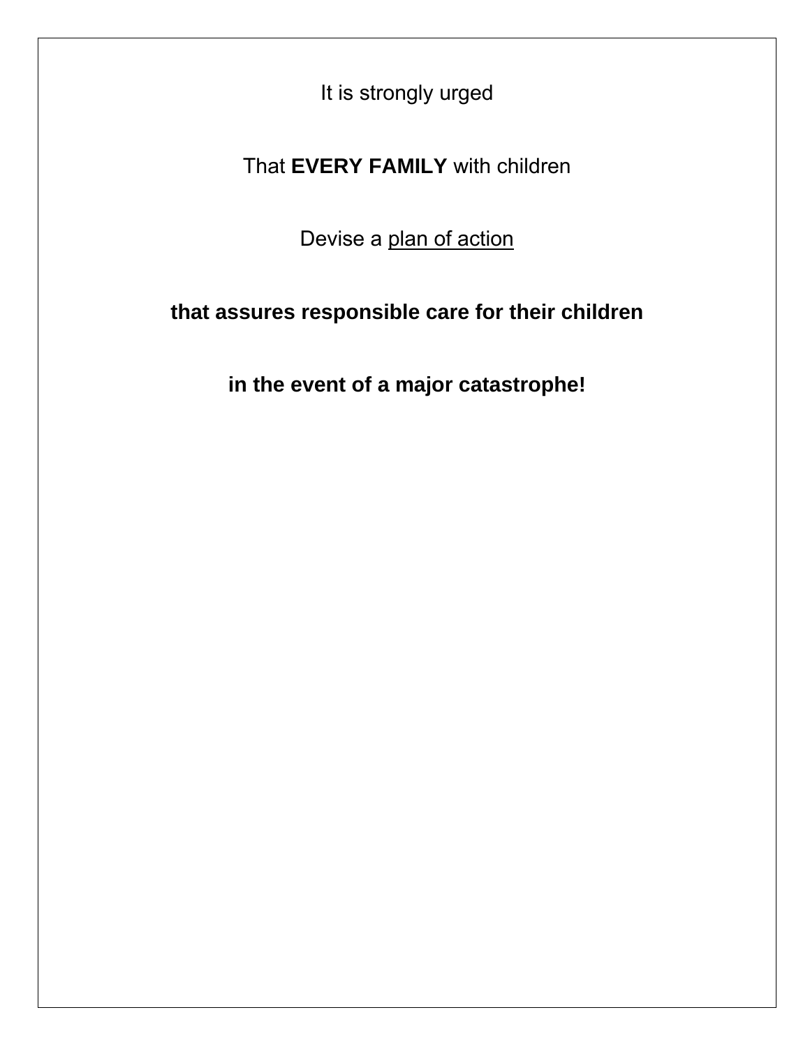It is strongly urged

That **EVERY FAMILY** with children

Devise a plan of action

**that assures responsible care for their children**

**in the event of a major catastrophe!**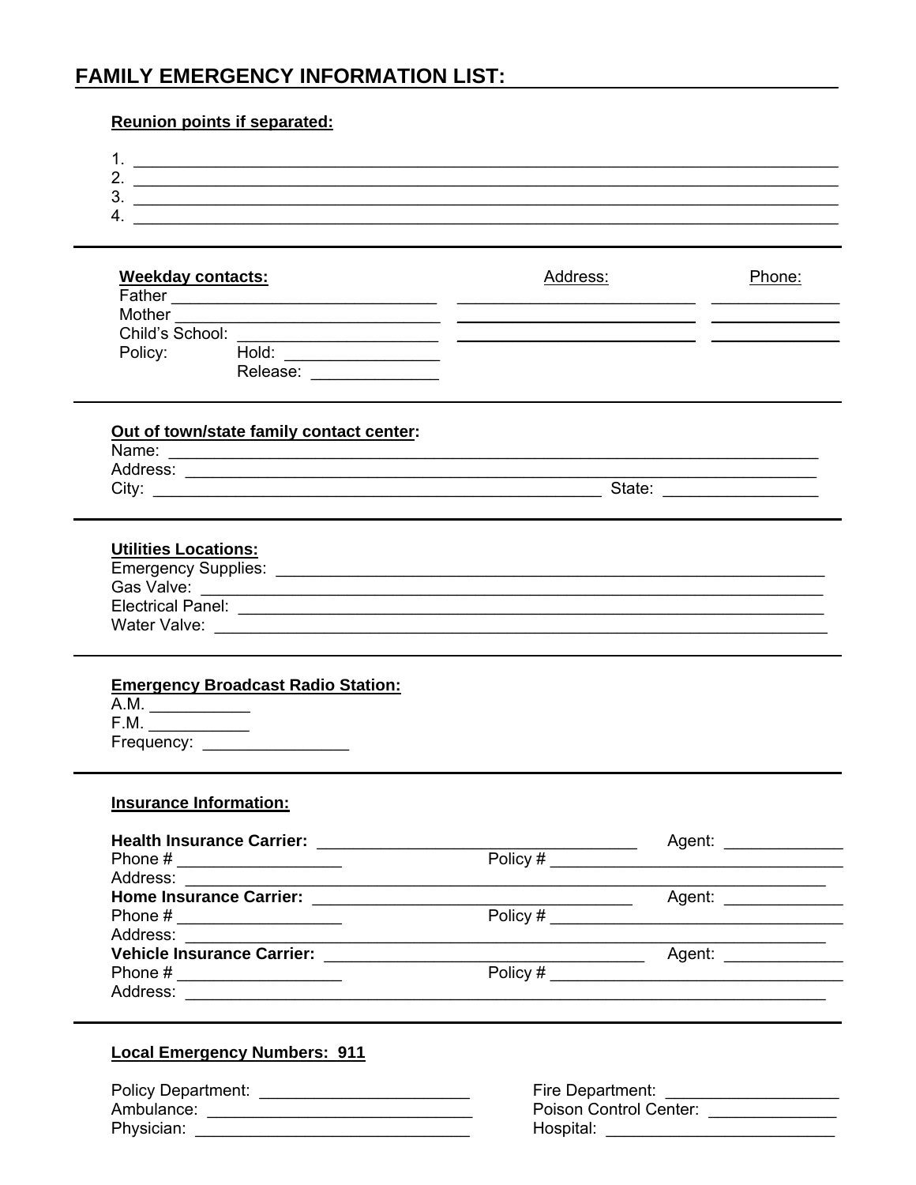# FAMILY EMERGENCY INFORMATION LIST:

**Reunion points if separated:**

1. ________________________________________________________________________
2. ________________________________________________________________________
3. ________________________________________________________________________
4. ________________________________________________________________________

---

| Weekday contacts: | Address: | Phone: |
|---|---|---|
| Father ____________________________ | __________________________ | ______________ |
| Mother ____________________________ | __________________________ | ______________ |
| Child's School: _____________________ | __________________________ | ______________ |
| Policy: Hold: _________________ | | |
| Release: ______________ | | |

---

**Out of town/state family contact center:**

Name: ________________________________________________________________________

Address: ______________________________________________________________________

City: ___________________________________________________ State: _________________

---

**Utilities Locations:**

Emergency Supplies: _____________________________________________________________

Gas Valve: _____________________________________________________________________

Electrical Panel: ________________________________________________________________

Water Valve: ____________________________________________________________________

---

**Emergency Broadcast Radio Station:**

A.M. ___________

F.M. ___________

Frequency: ________________

---

**Insurance Information:**

**Health Insurance Carrier:** __________________________________ Agent: _____________

Phone # __________________ Policy # ________________________________

Address: _____________________________________________________________________

**Home Insurance Carrier:** __________________________________ Agent: _____________

Phone # __________________ Policy # ________________________________

Address: _____________________________________________________________________

**Vehicle Insurance Carrier:** __________________________________ Agent: _____________

Phone # __________________ Policy # ________________________________

Address: _____________________________________________________________________

---

**Local Emergency Numbers: 911**

Policy Department: _______________________ Fire Department: ___________________

Ambulance: _____________________________ Poison Control Center: ______________

Physician: ______________________________ Hospital: _________________________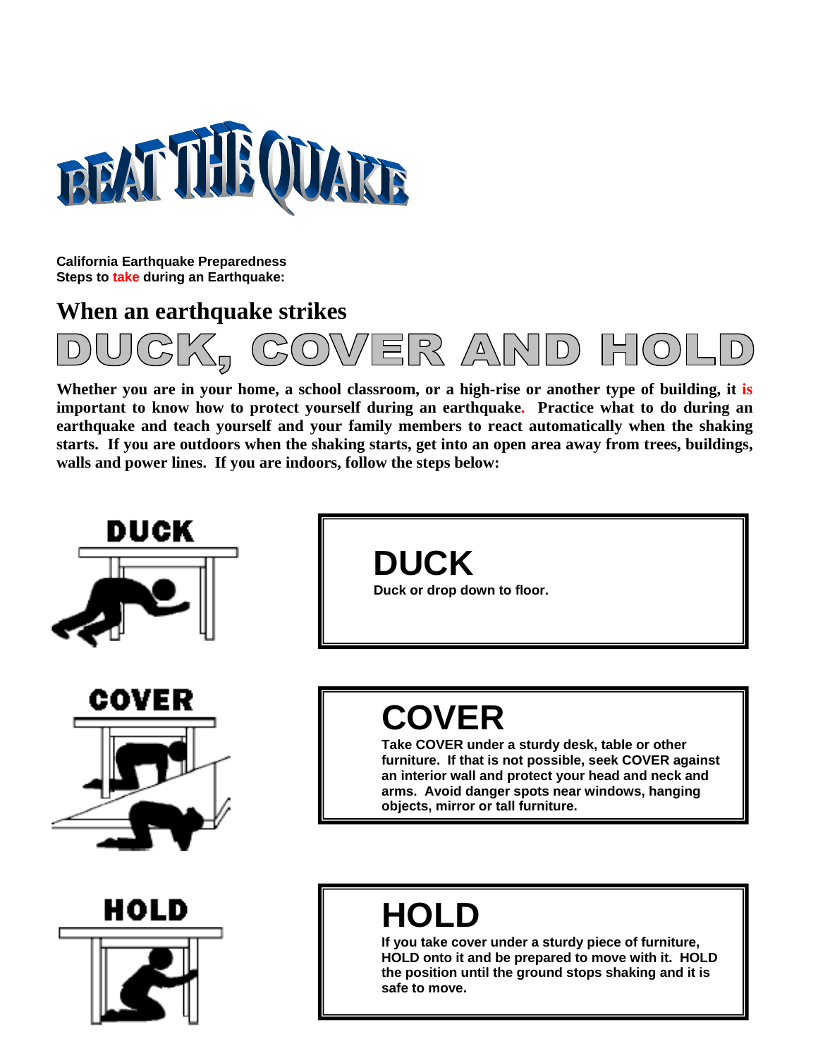# BEAT THE QUAKE

**California Earthquake Preparedness**
**Steps to take during an Earthquake:**

## When an earthquake strikes

# DUCK, COVER AND HOLD

**Whether you are in your home, a school classroom, or a high-rise or another type of building, it is important to know how to protect yourself during an earthquake. Practice what to do during an earthquake and teach yourself and your family members to react automatically when the shaking starts. If you are outdoors when the shaking starts, get into an open area away from trees, buildings, walls and power lines. If you are indoors, follow the steps below:**

DUCK

### DUCK

**Duck or drop down to floor.**

COVER

### COVER

**Take COVER under a sturdy desk, table or other furniture. If that is not possible, seek COVER against an interior wall and protect your head and neck and arms. Avoid danger spots near windows, hanging objects, mirror or tall furniture.**

HOLD

### HOLD

**If you take cover under a sturdy piece of furniture, HOLD onto it and be prepared to move with it. HOLD the position until the ground stops shaking and it is safe to move.**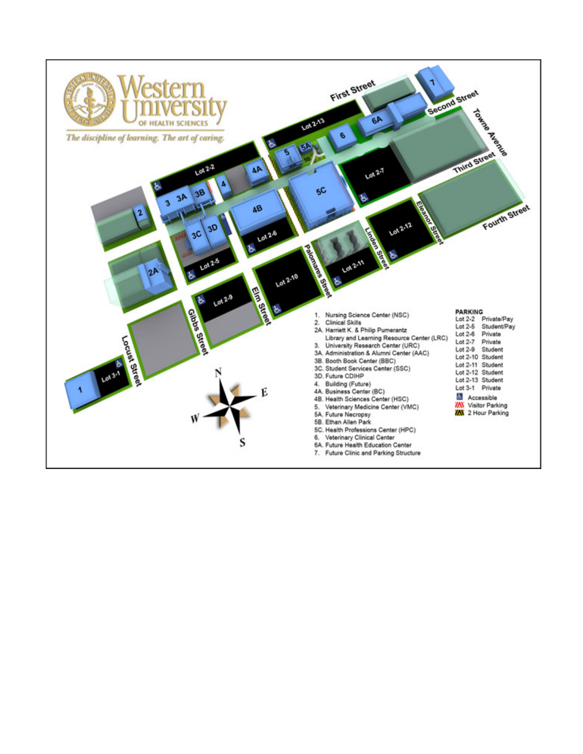# Western University OF HEALTH SCIENCES

*The discipline of learning. The art of caring.*

1. Nursing Science Center (NSC)
2. Clinical Skills

2A. Harriett K. & Philip Pumerantz Library and Learning Resource Center (LRC)

3. University Research Center (URC)

3A. Administration & Alumni Center (AAC)

3B. Booth Book Center (BBC)

3C. Student Services Center (SSC)

3D. Future CDIHP

4. Building (Future)

4A. Business Center (BC)

4B. Health Sciences Center (HSC)

5. Veterinary Medicine Center (VMC)

5A. Future Necropsy

5B. Ethan Allen Park

5C. Health Professions Center (HPC)

6. Veterinary Clinical Center

6A. Future Health Education Center

7. Future Clinic and Parking Structure

**PARKING**

| | |
|---|---|
| Lot 2-2 | Private/Pay |
| Lot 2-5 | Student/Pay |
| Lot 2-6 | Private |
| Lot 2-7 | Private |
| Lot 2-9 | Student |
| Lot 2-10 | Student |
| Lot 2-11 | Student |
| Lot 2-12 | Student |
| Lot 2-13 | Student |
| Lot 3-1 | Private |

Accessible

Visitor Parking

2 Hour Parking